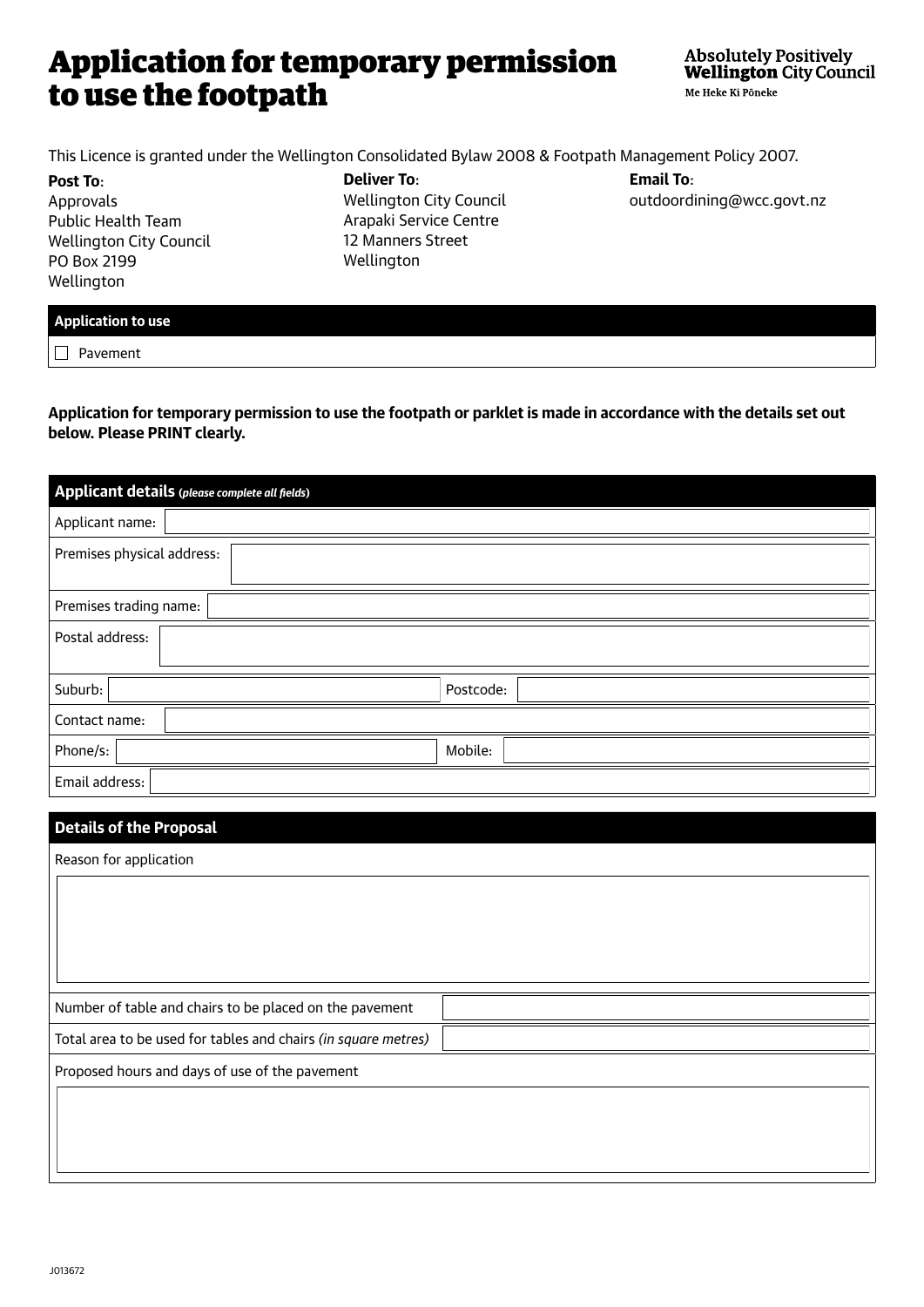# Application for temporary permission to use the footpath

**Absolutely Positively Wellington City Council**
Me Heke Ki Pōneke

This Licence is granted under the Wellington Consolidated Bylaw 2008 & Footpath Management Policy 2007.

**Post To**:
Approvals
Public Health Team
Wellington City Council
PO Box 2199
Wellington

**Deliver To**:
Wellington City Council
Arapaki Service Centre
12 Manners Street
Wellington

**Email To**:
outdoordining@wcc.govt.nz

| Application to use |
|---|
| ☐ Pavement |

**Application for temporary permission to use the footpath or parklet is made in accordance with the details set out below. Please PRINT clearly.**

| Applicant details (*please complete all fields*) | | | |
|---|---|---|---|
| Applicant name: | | | |
| Premises physical address: | | | |
| Premises trading name: | | | |
| Postal address: | | | |
| Suburb: | | Postcode: | |
| Contact name: | | | |
| Phone/s: | | Mobile: | |
| Email address: | | | |

| Details of the Proposal | |
|---|---|
| Reason for application | |
| Number of table and chairs to be placed on the pavement | |
| Total area to be used for tables and chairs *(in square metres)* | |
| Proposed hours and days of use of the pavement | |

J013672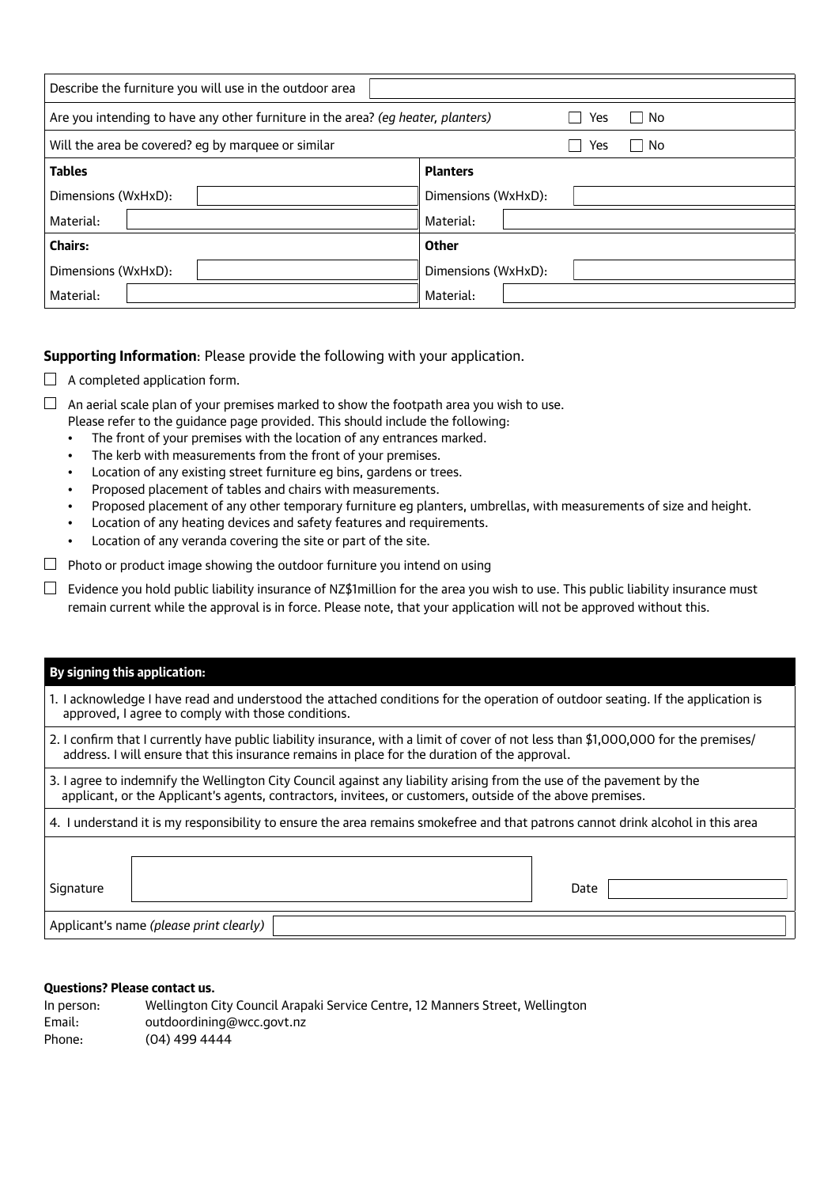| Describe the furniture you will use in the outdoor area | | | |
|---|---|---|---|
| Are you intending to have any other furniture in the area? *(eg heater, planters)* | | ☐ Yes ☐ No | |
| Will the area be covered? eg by marquee or similar | | ☐ Yes ☐ No | |
| **Tables** | | **Planters** | |
| Dimensions (WxHxD): | | Dimensions (WxHxD): | |
| Material: | | Material: | |
| **Chairs:** | | **Other** | |
| Dimensions (WxHxD): | | Dimensions (WxHxD): | |
| Material: | | Material: | |

**Supporting Information**: Please provide the following with your application.

☐ A completed application form.

☐ An aerial scale plan of your premises marked to show the footpath area you wish to use.
Please refer to the guidance page provided. This should include the following:
- The front of your premises with the location of any entrances marked.
- The kerb with measurements from the front of your premises.
- Location of any existing street furniture eg bins, gardens or trees.
- Proposed placement of tables and chairs with measurements.
- Proposed placement of any other temporary furniture eg planters, umbrellas, with measurements of size and height.
- Location of any heating devices and safety features and requirements.
- Location of any veranda covering the site or part of the site.

☐ Photo or product image showing the outdoor furniture you intend on using

☐ Evidence you hold public liability insurance of NZ$1million for the area you wish to use. This public liability insurance must remain current while the approval is in force. Please note, that your application will not be approved without this.

**By signing this application:**

1. I acknowledge I have read and understood the attached conditions for the operation of outdoor seating. If the application is approved, I agree to comply with those conditions.
2. I confirm that I currently have public liability insurance, with a limit of cover of not less than $1,000,000 for the premises/ address. I will ensure that this insurance remains in place for the duration of the approval.
3. I agree to indemnify the Wellington City Council against any liability arising from the use of the pavement by the applicant, or the Applicant's agents, contractors, invitees, or customers, outside of the above premises.
4. I understand it is my responsibility to ensure the area remains smokefree and that patrons cannot drink alcohol in this area

| Signature | | Date | |
|---|---|---|---|
| Applicant's name *(please print clearly)* | | | |

**Questions? Please contact us.**

In person: Wellington City Council Arapaki Service Centre, 12 Manners Street, Wellington
Email: outdoordining@wcc.govt.nz
Phone: (04) 499 4444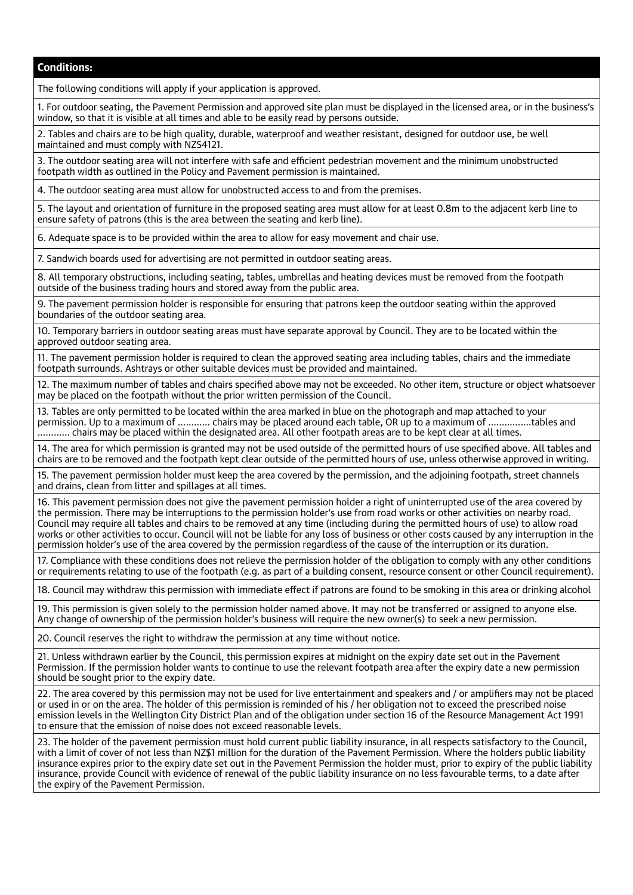## Conditions:

The following conditions will apply if your application is approved.

1. For outdoor seating, the Pavement Permission and approved site plan must be displayed in the licensed area, or in the business's window, so that it is visible at all times and able to be easily read by persons outside.

2. Tables and chairs are to be high quality, durable, waterproof and weather resistant, designed for outdoor use, be well maintained and must comply with NZS4121.

3. The outdoor seating area will not interfere with safe and efficient pedestrian movement and the minimum unobstructed footpath width as outlined in the Policy and Pavement permission is maintained.

4. The outdoor seating area must allow for unobstructed access to and from the premises.

5. The layout and orientation of furniture in the proposed seating area must allow for at least 0.8m to the adjacent kerb line to ensure safety of patrons (this is the area between the seating and kerb line).

6. Adequate space is to be provided within the area to allow for easy movement and chair use.

7. Sandwich boards used for advertising are not permitted in outdoor seating areas.

8. All temporary obstructions, including seating, tables, umbrellas and heating devices must be removed from the footpath outside of the business trading hours and stored away from the public area.

9. The pavement permission holder is responsible for ensuring that patrons keep the outdoor seating within the approved boundaries of the outdoor seating area.

10. Temporary barriers in outdoor seating areas must have separate approval by Council. They are to be located within the approved outdoor seating area.

11. The pavement permission holder is required to clean the approved seating area including tables, chairs and the immediate footpath surrounds. Ashtrays or other suitable devices must be provided and maintained.

12. The maximum number of tables and chairs specified above may not be exceeded. No other item, structure or object whatsoever may be placed on the footpath without the prior written permission of the Council.

13. Tables are only permitted to be located within the area marked in blue on the photograph and map attached to your permission. Up to a maximum of ............ chairs may be placed around each table, OR up to a maximum of ................tables and ............ chairs may be placed within the designated area. All other footpath areas are to be kept clear at all times.

14. The area for which permission is granted may not be used outside of the permitted hours of use specified above. All tables and chairs are to be removed and the footpath kept clear outside of the permitted hours of use, unless otherwise approved in writing.

15. The pavement permission holder must keep the area covered by the permission, and the adjoining footpath, street channels and drains, clean from litter and spillages at all times.

16. This pavement permission does not give the pavement permission holder a right of uninterrupted use of the area covered by the permission. There may be interruptions to the permission holder's use from road works or other activities on nearby road. Council may require all tables and chairs to be removed at any time (including during the permitted hours of use) to allow road works or other activities to occur. Council will not be liable for any loss of business or other costs caused by any interruption in the permission holder's use of the area covered by the permission regardless of the cause of the interruption or its duration.

17. Compliance with these conditions does not relieve the permission holder of the obligation to comply with any other conditions or requirements relating to use of the footpath (e.g. as part of a building consent, resource consent or other Council requirement).

18. Council may withdraw this permission with immediate effect if patrons are found to be smoking in this area or drinking alcohol

19. This permission is given solely to the permission holder named above. It may not be transferred or assigned to anyone else. Any change of ownership of the permission holder's business will require the new owner(s) to seek a new permission.

20. Council reserves the right to withdraw the permission at any time without notice.

21. Unless withdrawn earlier by the Council, this permission expires at midnight on the expiry date set out in the Pavement Permission. If the permission holder wants to continue to use the relevant footpath area after the expiry date a new permission should be sought prior to the expiry date.

22. The area covered by this permission may not be used for live entertainment and speakers and / or amplifiers may not be placed or used in or on the area. The holder of this permission is reminded of his / her obligation not to exceed the prescribed noise emission levels in the Wellington City District Plan and of the obligation under section 16 of the Resource Management Act 1991 to ensure that the emission of noise does not exceed reasonable levels.

23. The holder of the pavement permission must hold current public liability insurance, in all respects satisfactory to the Council, with a limit of cover of not less than NZ$1 million for the duration of the Pavement Permission. Where the holders public liability insurance expires prior to the expiry date set out in the Pavement Permission the holder must, prior to expiry of the public liability insurance, provide Council with evidence of renewal of the public liability insurance on no less favourable terms, to a date after the expiry of the Pavement Permission.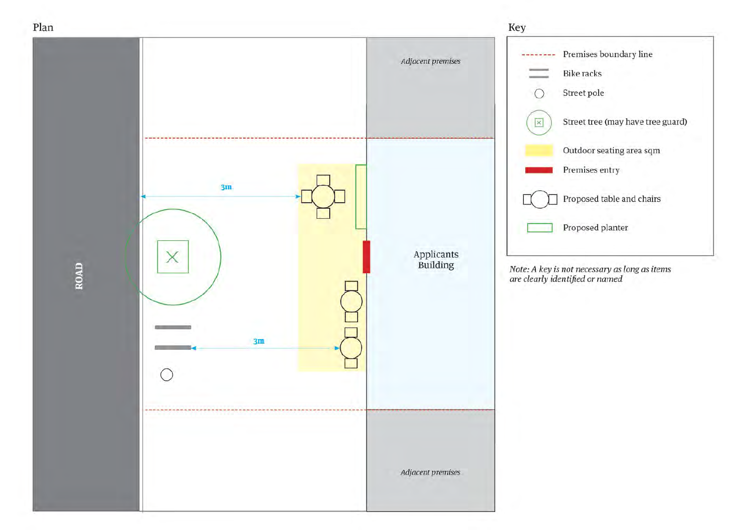Plan

ROAD

3m

3m

Adjacent premises

Applicants Building

Adjacent premises

Key

Premises boundary line

Bike racks

Street pole

Street tree (may have tree guard)

Outdoor seating area sqm

Premises entry

Proposed table and chairs

Proposed planter

*Note: A key is not necessary as long as items are clearly identified or named*